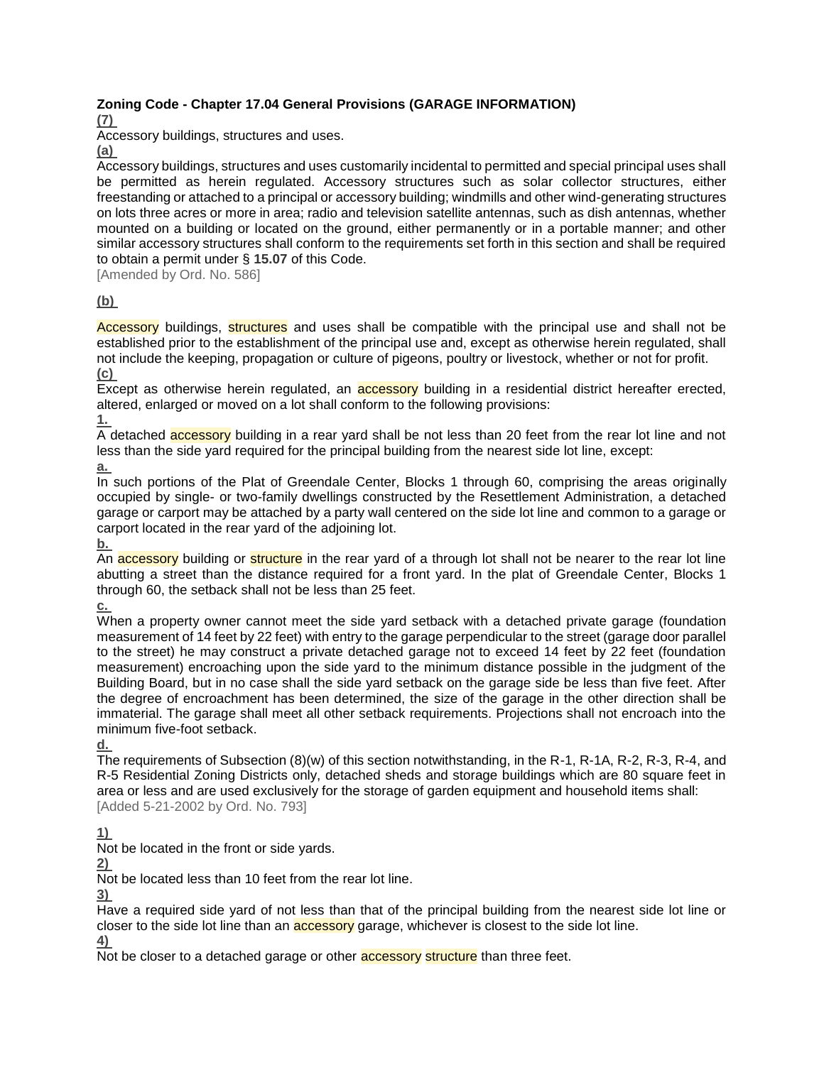**Zoning Code - Chapter 17.04 General Provisions (GARAGE INFORMATION)**

**(7)**

Accessory buildings, structures and uses.

**(a)**

Accessory buildings, structures and uses customarily incidental to permitted and special principal uses shall be permitted as herein regulated. Accessory structures such as solar collector structures, either freestanding or attached to a principal or accessory building; windmills and other wind-generating structures on lots three acres or more in area; radio and television satellite antennas, such as dish antennas, whether mounted on a building or located on the ground, either permanently or in a portable manner; and other similar accessory structures shall conform to the requirements set forth in this section and shall be required to obtain a permit under § **15.07** of this Code.

[Amended by Ord. No. 586]

**(b)**

Accessory buildings, structures and uses shall be compatible with the principal use and shall not be established prior to the establishment of the principal use and, except as otherwise herein regulated, shall not include the keeping, propagation or culture of pigeons, poultry or livestock, whether or not for profit.

**(c)**

Except as otherwise herein regulated, an accessory building in a residential district hereafter erected, altered, enlarged or moved on a lot shall conform to the following provisions:

**1.**

A detached accessory building in a rear yard shall be not less than 20 feet from the rear lot line and not less than the side yard required for the principal building from the nearest side lot line, except:

**a.**

In such portions of the Plat of Greendale Center, Blocks 1 through 60, comprising the areas originally occupied by single- or two-family dwellings constructed by the Resettlement Administration, a detached garage or carport may be attached by a party wall centered on the side lot line and common to a garage or carport located in the rear yard of the adjoining lot.

**b.**

An accessory building or structure in the rear yard of a through lot shall not be nearer to the rear lot line abutting a street than the distance required for a front yard. In the plat of Greendale Center, Blocks 1 through 60, the setback shall not be less than 25 feet.

**c.**

When a property owner cannot meet the side yard setback with a detached private garage (foundation measurement of 14 feet by 22 feet) with entry to the garage perpendicular to the street (garage door parallel to the street) he may construct a private detached garage not to exceed 14 feet by 22 feet (foundation measurement) encroaching upon the side yard to the minimum distance possible in the judgment of the Building Board, but in no case shall the side yard setback on the garage side be less than five feet. After the degree of encroachment has been determined, the size of the garage in the other direction shall be immaterial. The garage shall meet all other setback requirements. Projections shall not encroach into the minimum five-foot setback.

**d.**

The requirements of Subsection (8)(w) of this section notwithstanding, in the R-1, R-1A, R-2, R-3, R-4, and R-5 Residential Zoning Districts only, detached sheds and storage buildings which are 80 square feet in area or less and are used exclusively for the storage of garden equipment and household items shall:

[Added 5-21-2002 by Ord. No. 793]

**1)**

Not be located in the front or side yards.

**2)**

Not be located less than 10 feet from the rear lot line.

**3)**

Have a required side yard of not less than that of the principal building from the nearest side lot line or closer to the side lot line than an accessory garage, whichever is closest to the side lot line.

**4)**

Not be closer to a detached garage or other accessory structure than three feet.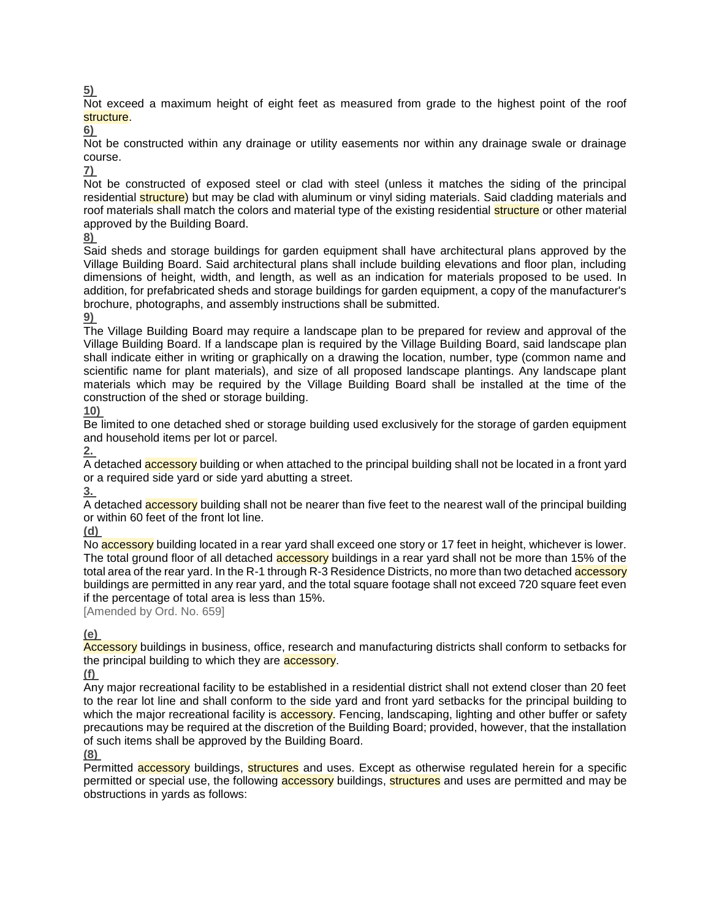**5)**
Not exceed a maximum height of eight feet as measured from grade to the highest point of the roof structure.

**6)**
Not be constructed within any drainage or utility easements nor within any drainage swale or drainage course.

**7)**
Not be constructed of exposed steel or clad with steel (unless it matches the siding of the principal residential structure) but may be clad with aluminum or vinyl siding materials. Said cladding materials and roof materials shall match the colors and material type of the existing residential structure or other material approved by the Building Board.

**8)**
Said sheds and storage buildings for garden equipment shall have architectural plans approved by the Village Building Board. Said architectural plans shall include building elevations and floor plan, including dimensions of height, width, and length, as well as an indication for materials proposed to be used. In addition, for prefabricated sheds and storage buildings for garden equipment, a copy of the manufacturer's brochure, photographs, and assembly instructions shall be submitted.

**9)**
The Village Building Board may require a landscape plan to be prepared for review and approval of the Village Building Board. If a landscape plan is required by the Village Building Board, said landscape plan shall indicate either in writing or graphically on a drawing the location, number, type (common name and scientific name for plant materials), and size of all proposed landscape plantings. Any landscape plant materials which may be required by the Village Building Board shall be installed at the time of the construction of the shed or storage building.

**10)**
Be limited to one detached shed or storage building used exclusively for the storage of garden equipment and household items per lot or parcel.

**2.**
A detached accessory building or when attached to the principal building shall not be located in a front yard or a required side yard or side yard abutting a street.

**3.**
A detached accessory building shall not be nearer than five feet to the nearest wall of the principal building or within 60 feet of the front lot line.

**(d)**
No accessory building located in a rear yard shall exceed one story or 17 feet in height, whichever is lower. The total ground floor of all detached accessory buildings in a rear yard shall not be more than 15% of the total area of the rear yard. In the R-1 through R-3 Residence Districts, no more than two detached accessory buildings are permitted in any rear yard, and the total square footage shall not exceed 720 square feet even if the percentage of total area is less than 15%.

[Amended by Ord. No. 659]

**(e)**
Accessory buildings in business, office, research and manufacturing districts shall conform to setbacks for the principal building to which they are accessory.

**(f)**
Any major recreational facility to be established in a residential district shall not extend closer than 20 feet to the rear lot line and shall conform to the side yard and front yard setbacks for the principal building to which the major recreational facility is accessory. Fencing, landscaping, lighting and other buffer or safety precautions may be required at the discretion of the Building Board; provided, however, that the installation of such items shall be approved by the Building Board.

**(8)**
Permitted accessory buildings, structures and uses. Except as otherwise regulated herein for a specific permitted or special use, the following accessory buildings, structures and uses are permitted and may be obstructions in yards as follows: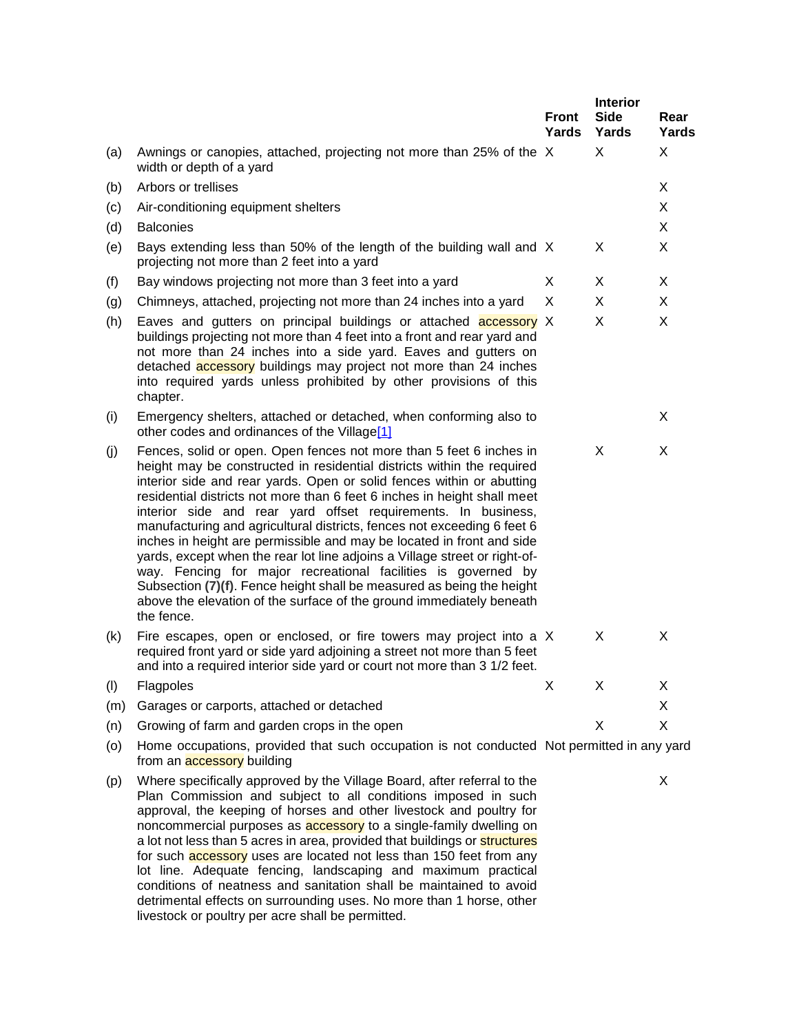| | | Front Yards | Interior Side Yards | Rear Yards |
|---|---|---|---|---|
| (a) | Awnings or canopies, attached, projecting not more than 25% of the width or depth of a yard | X | X | X |
| (b) | Arbors or trellises | | | X |
| (c) | Air-conditioning equipment shelters | | | X |
| (d) | Balconies | | | X |
| (e) | Bays extending less than 50% of the length of the building wall and projecting not more than 2 feet into a yard | X | X | X |
| (f) | Bay windows projecting not more than 3 feet into a yard | X | X | X |
| (g) | Chimneys, attached, projecting not more than 24 inches into a yard | X | X | X |
| (h) | Eaves and gutters on principal buildings or attached accessory buildings projecting not more than 4 feet into a front and rear yard and not more than 24 inches into a side yard. Eaves and gutters on detached accessory buildings may project not more than 24 inches into required yards unless prohibited by other provisions of this chapter. | X | X | X |
| (i) | Emergency shelters, attached or detached, when conforming also to other codes and ordinances of the Village[1] | | | X |
| (j) | Fences, solid or open. Open fences not more than 5 feet 6 inches in height may be constructed in residential districts within the required interior side and rear yards. Open or solid fences within or abutting residential districts not more than 6 feet 6 inches in height shall meet interior side and rear yard offset requirements. In business, manufacturing and agricultural districts, fences not exceeding 6 feet 6 inches in height are permissible and may be located in front and side yards, except when the rear lot line adjoins a Village street or right-of-way. Fencing for major recreational facilities is governed by Subsection **(7)(f)**. Fence height shall be measured as being the height above the elevation of the surface of the ground immediately beneath the fence. | | X | X |
| (k) | Fire escapes, open or enclosed, or fire towers may project into a required front yard or side yard adjoining a street not more than 5 feet and into a required interior side yard or court not more than 3 1/2 feet. | X | X | X |
| (l) | Flagpoles | X | X | X |
| (m) | Garages or carports, attached or detached | | | X |
| (n) | Growing of farm and garden crops in the open | | X | X |
| (o) | Home occupations, provided that such occupation is not conducted from an accessory building | Not permitted in any yard | | |
| (p) | Where specifically approved by the Village Board, after referral to the Plan Commission and subject to all conditions imposed in such approval, the keeping of horses and other livestock and poultry for noncommercial purposes as accessory to a single-family dwelling on a lot not less than 5 acres in area, provided that buildings or structures for such accessory uses are located not less than 150 feet from any lot line. Adequate fencing, landscaping and maximum practical conditions of neatness and sanitation shall be maintained to avoid detrimental effects on surrounding uses. No more than 1 horse, other livestock or poultry per acre shall be permitted. | | | X |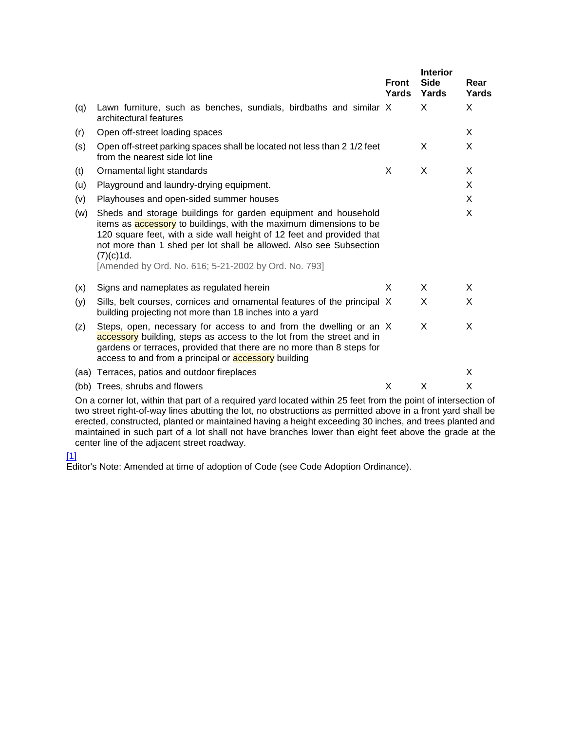| | | Front Yards | Interior Side Yards | Rear Yards |
|---|---|---|---|---|
| (q) | Lawn furniture, such as benches, sundials, birdbaths and similar architectural features | X | X | X |
| (r) | Open off-street loading spaces | | | X |
| (s) | Open off-street parking spaces shall be located not less than 2 1/2 feet from the nearest side lot line | | X | X |
| (t) | Ornamental light standards | X | X | X |
| (u) | Playground and laundry-drying equipment. | | | X |
| (v) | Playhouses and open-sided summer houses | | | X |
| (w) | Sheds and storage buildings for garden equipment and household items as accessory to buildings, with the maximum dimensions to be 120 square feet, with a side wall height of 12 feet and provided that not more than 1 shed per lot shall be allowed. Also see Subsection (7)(c)1d. [Amended by Ord. No. 616; 5-21-2002 by Ord. No. 793] | | | X |
| (x) | Signs and nameplates as regulated herein | X | X | X |
| (y) | Sills, belt courses, cornices and ornamental features of the principal building projecting not more than 18 inches into a yard | X | X | X |
| (z) | Steps, open, necessary for access to and from the dwelling or an accessory building, steps as access to the lot from the street and in gardens or terraces, provided that there are no more than 8 steps for access to and from a principal or accessory building | X | X | X |
| (aa) | Terraces, patios and outdoor fireplaces | | | X |
| (bb) | Trees, shrubs and flowers | X | X | X |

On a corner lot, within that part of a required yard located within 25 feet from the point of intersection of two street right-of-way lines abutting the lot, no obstructions as permitted above in a front yard shall be erected, constructed, planted or maintained having a height exceeding 30 inches, and trees planted and maintained in such part of a lot shall not have branches lower than eight feet above the grade at the center line of the adjacent street roadway.

[1]
Editor's Note: Amended at time of adoption of Code (see Code Adoption Ordinance).